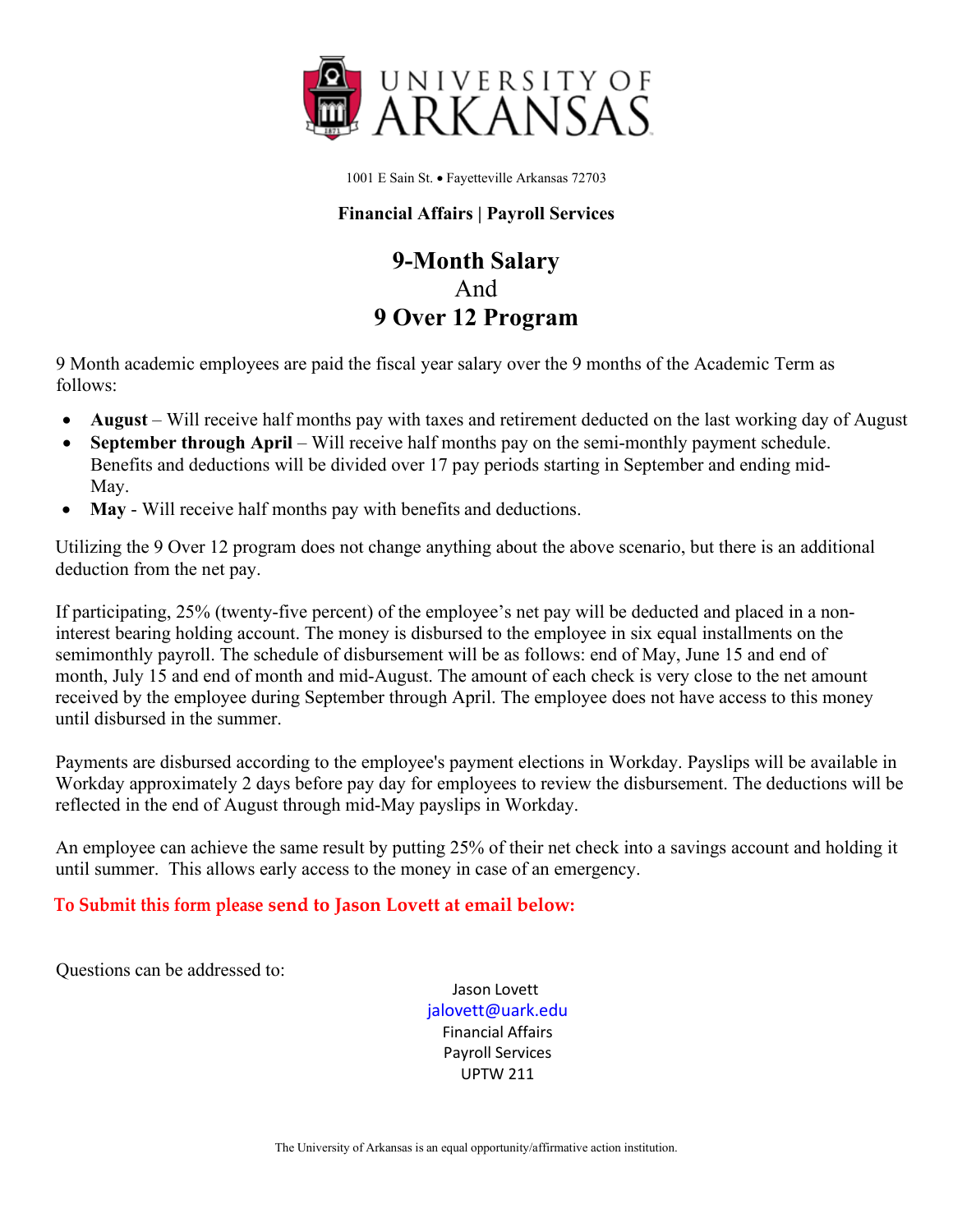# UNIVERSITY OF ARKANSAS

1001 E Sain St. • Fayetteville Arkansas 72703

**Financial Affairs | Payroll Services**

## 9-Month Salary
And
## 9 Over 12 Program

9 Month academic employees are paid the fiscal year salary over the 9 months of the Academic Term as follows:

- **August** – Will receive half months pay with taxes and retirement deducted on the last working day of August
- **September through April** – Will receive half months pay on the semi-monthly payment schedule. Benefits and deductions will be divided over 17 pay periods starting in September and ending mid-May.
- **May** - Will receive half months pay with benefits and deductions.

Utilizing the 9 Over 12 program does not change anything about the above scenario, but there is an additional deduction from the net pay.

If participating, 25% (twenty-five percent) of the employee's net pay will be deducted and placed in a non-interest bearing holding account. The money is disbursed to the employee in six equal installments on the semimonthly payroll. The schedule of disbursement will be as follows: end of May, June 15 and end of month, July 15 and end of month and mid-August. The amount of each check is very close to the net amount received by the employee during September through April. The employee does not have access to this money until disbursed in the summer.

Payments are disbursed according to the employee's payment elections in Workday. Payslips will be available in Workday approximately 2 days before pay day for employees to review the disbursement. The deductions will be reflected in the end of August through mid-May payslips in Workday.

An employee can achieve the same result by putting 25% of their net check into a savings account and holding it until summer. This allows early access to the money in case of an emergency.

**To Submit this form please send to Jason Lovett at email below:**

Questions can be addressed to:

Jason Lovett
jalovett@uark.edu
Financial Affairs
Payroll Services
UPTW 211

The University of Arkansas is an equal opportunity/affirmative action institution.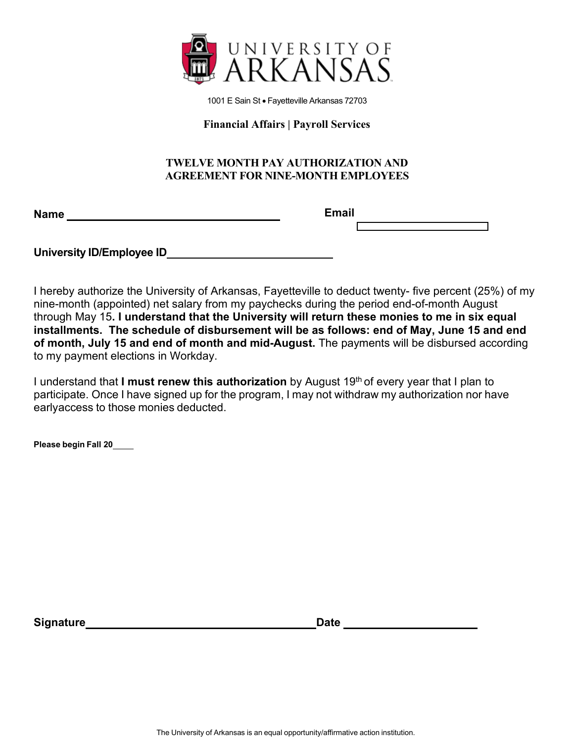UNIVERSITY OF ARKANSAS

1001 E Sain St • Fayetteville Arkansas 72703

**Financial Affairs | Payroll Services**

## TWELVE MONTH PAY AUTHORIZATION AND AGREEMENT FOR NINE-MONTH EMPLOYEES

**Name** ______________________________ **Email** ______________________________

**University ID/Employee ID** ______________________________

I hereby authorize the University of Arkansas, Fayetteville to deduct twenty- five percent (25%) of my nine-month (appointed) net salary from my paychecks during the period end-of-month August through May 15**. I understand that the University will return these monies to me in six equal installments. The schedule of disbursement will be as follows: end of May, June 15 and end of month, July 15 and end of month and mid-August.** The payments will be disbursed according to my payment elections in Workday.

I understand that **I must renew this authorization** by August 19th of every year that I plan to participate. Once I have signed up for the program, I may not withdraw my authorization nor have earlyaccess to those monies deducted.

**Please begin Fall 20**____

**Signature** ______________________________ **Date** ______________________________

The University of Arkansas is an equal opportunity/affirmative action institution.